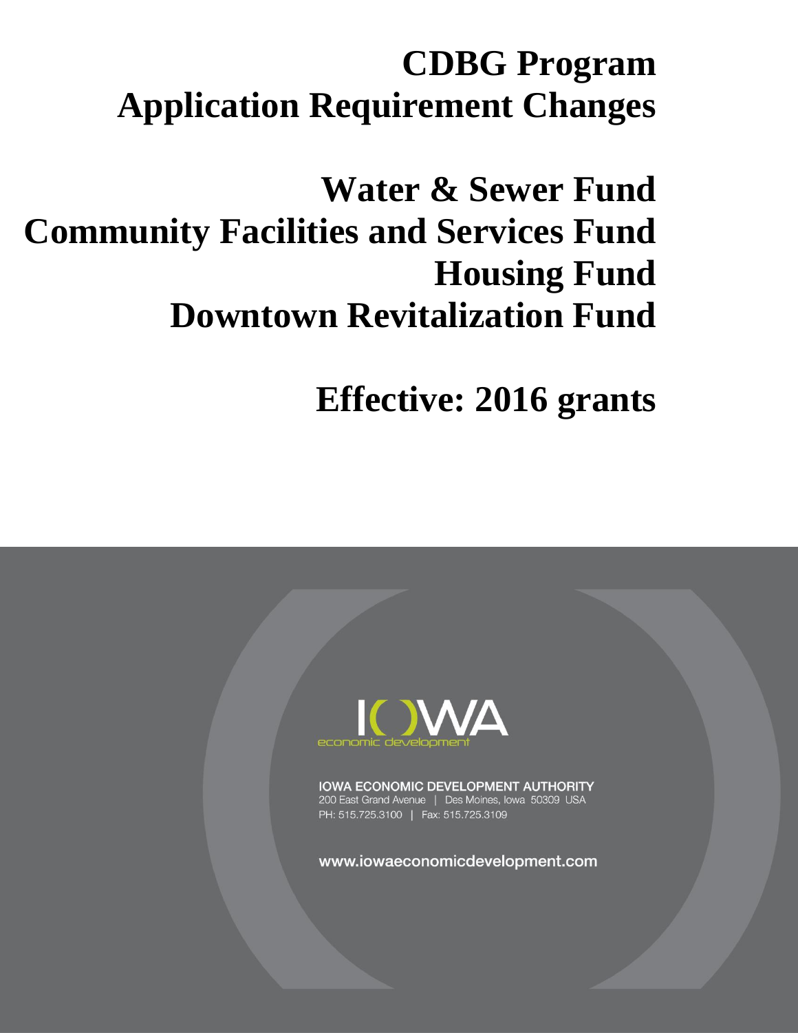# CDBG Program
# Application Requirement Changes

## Water & Sewer Fund
## Community Facilities and Services Fund
## Housing Fund
## Downtown Revitalization Fund

## Effective: 2016 grants

IOWA economic development

**IOWA ECONOMIC DEVELOPMENT AUTHORITY**
200 East Grand Avenue | Des Moines, Iowa 50309 USA
PH: 515.725.3100 | Fax: 515.725.3109

www.iowaeconomicdevelopment.com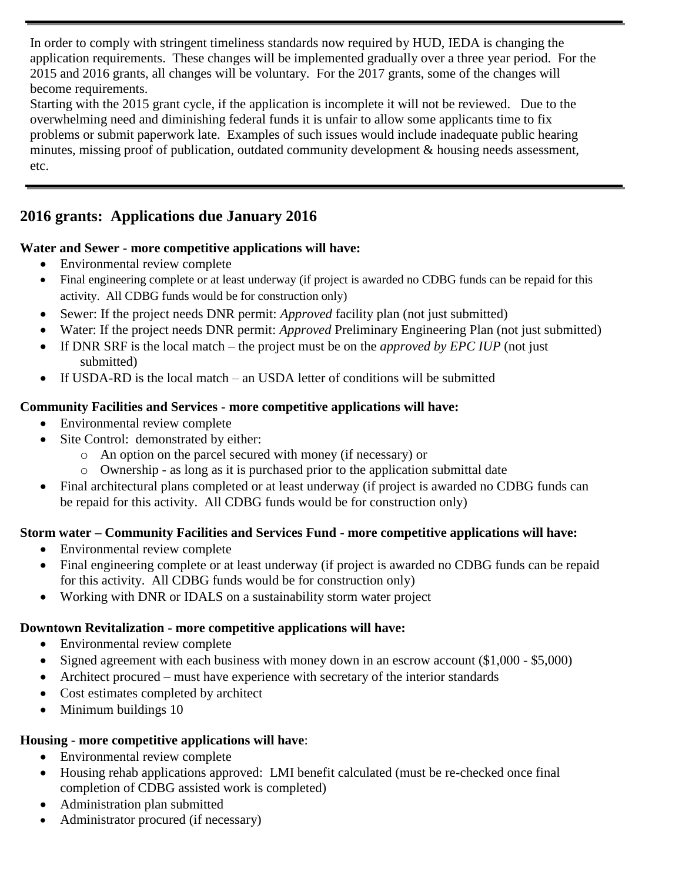In order to comply with stringent timeliness standards now required by HUD, IEDA is changing the application requirements. These changes will be implemented gradually over a three year period. For the 2015 and 2016 grants, all changes will be voluntary. For the 2017 grants, some of the changes will become requirements.

Starting with the 2015 grant cycle, if the application is incomplete it will not be reviewed. Due to the overwhelming need and diminishing federal funds it is unfair to allow some applicants time to fix problems or submit paperwork late. Examples of such issues would include inadequate public hearing minutes, missing proof of publication, outdated community development & housing needs assessment, etc.

## 2016 grants: Applications due January 2016

**Water and Sewer - more competitive applications will have:**

- Environmental review complete
- Final engineering complete or at least underway (if project is awarded no CDBG funds can be repaid for this activity. All CDBG funds would be for construction only)
- Sewer: If the project needs DNR permit: *Approved* facility plan (not just submitted)
- Water: If the project needs DNR permit: *Approved* Preliminary Engineering Plan (not just submitted)
- If DNR SRF is the local match – the project must be on the *approved by EPC IUP* (not just submitted)
- If USDA-RD is the local match – an USDA letter of conditions will be submitted

**Community Facilities and Services - more competitive applications will have:**

- Environmental review complete
- Site Control: demonstrated by either:
  - An option on the parcel secured with money (if necessary) or
  - Ownership - as long as it is purchased prior to the application submittal date
- Final architectural plans completed or at least underway (if project is awarded no CDBG funds can be repaid for this activity. All CDBG funds would be for construction only)

**Storm water – Community Facilities and Services Fund - more competitive applications will have:**

- Environmental review complete
- Final engineering complete or at least underway (if project is awarded no CDBG funds can be repaid for this activity. All CDBG funds would be for construction only)
- Working with DNR or IDALS on a sustainability storm water project

**Downtown Revitalization - more competitive applications will have:**

- Environmental review complete
- Signed agreement with each business with money down in an escrow account ($1,000 - $5,000)
- Architect procured – must have experience with secretary of the interior standards
- Cost estimates completed by architect
- Minimum buildings 10

**Housing - more competitive applications will have**:

- Environmental review complete
- Housing rehab applications approved: LMI benefit calculated (must be re-checked once final completion of CDBG assisted work is completed)
- Administration plan submitted
- Administrator procured (if necessary)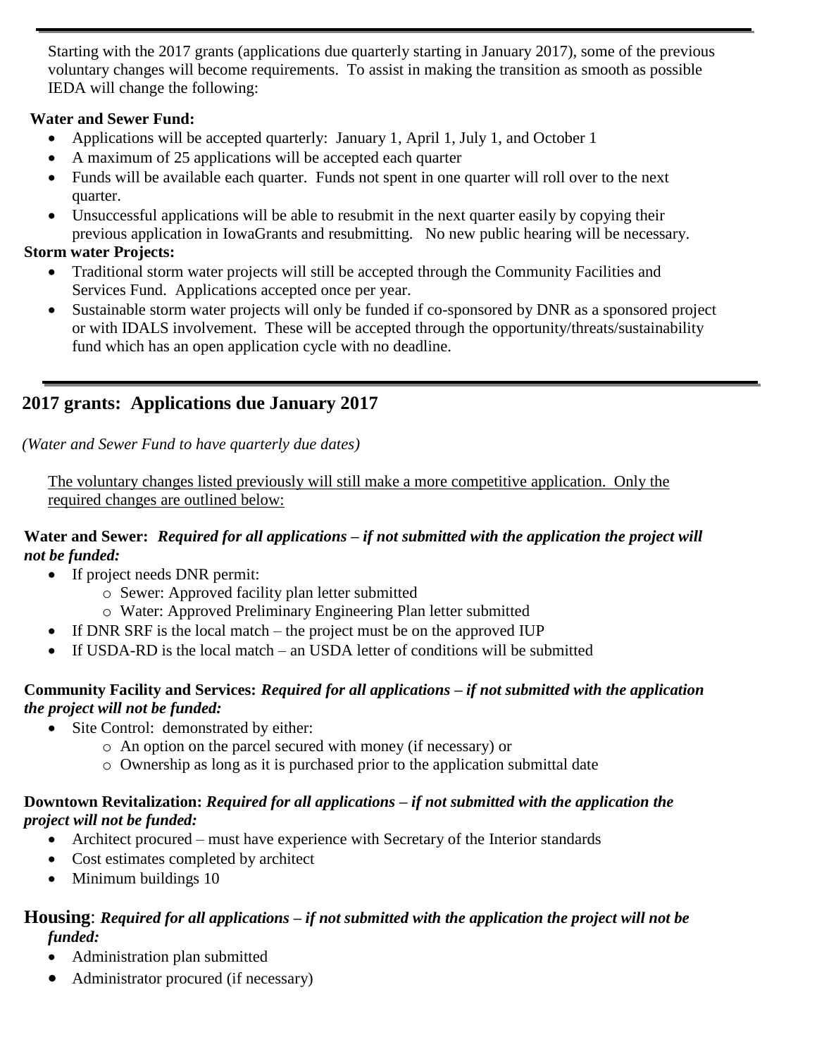Starting with the 2017 grants (applications due quarterly starting in January 2017), some of the previous voluntary changes will become requirements. To assist in making the transition as smooth as possible IEDA will change the following:

**Water and Sewer Fund:**

- Applications will be accepted quarterly: January 1, April 1, July 1, and October 1
- A maximum of 25 applications will be accepted each quarter
- Funds will be available each quarter. Funds not spent in one quarter will roll over to the next quarter.
- Unsuccessful applications will be able to resubmit in the next quarter easily by copying their previous application in IowaGrants and resubmitting. No new public hearing will be necessary.

**Storm water Projects:**

- Traditional storm water projects will still be accepted through the Community Facilities and Services Fund. Applications accepted once per year.
- Sustainable storm water projects will only be funded if co-sponsored by DNR as a sponsored project or with IDALS involvement. These will be accepted through the opportunity/threats/sustainability fund which has an open application cycle with no deadline.

---

## 2017 grants: Applications due January 2017

*(Water and Sewer Fund to have quarterly due dates)*

<u>The voluntary changes listed previously will still make a more competitive application. Only the required changes are outlined below:</u>

**Water and Sewer:** ***Required for all applications – if not submitted with the application the project will not be funded:***

- If project needs DNR permit:
  - Sewer: Approved facility plan letter submitted
  - Water: Approved Preliminary Engineering Plan letter submitted
- If DNR SRF is the local match – the project must be on the approved IUP
- If USDA-RD is the local match – an USDA letter of conditions will be submitted

**Community Facility and Services:** ***Required for all applications – if not submitted with the application the project will not be funded:***

- Site Control: demonstrated by either:
  - An option on the parcel secured with money (if necessary) or
  - Ownership as long as it is purchased prior to the application submittal date

**Downtown Revitalization:** ***Required for all applications – if not submitted with the application the project will not be funded:***

- Architect procured – must have experience with Secretary of the Interior standards
- Cost estimates completed by architect
- Minimum buildings 10

**Housing**: ***Required for all applications – if not submitted with the application the project will not be funded:***

- Administration plan submitted
- Administrator procured (if necessary)